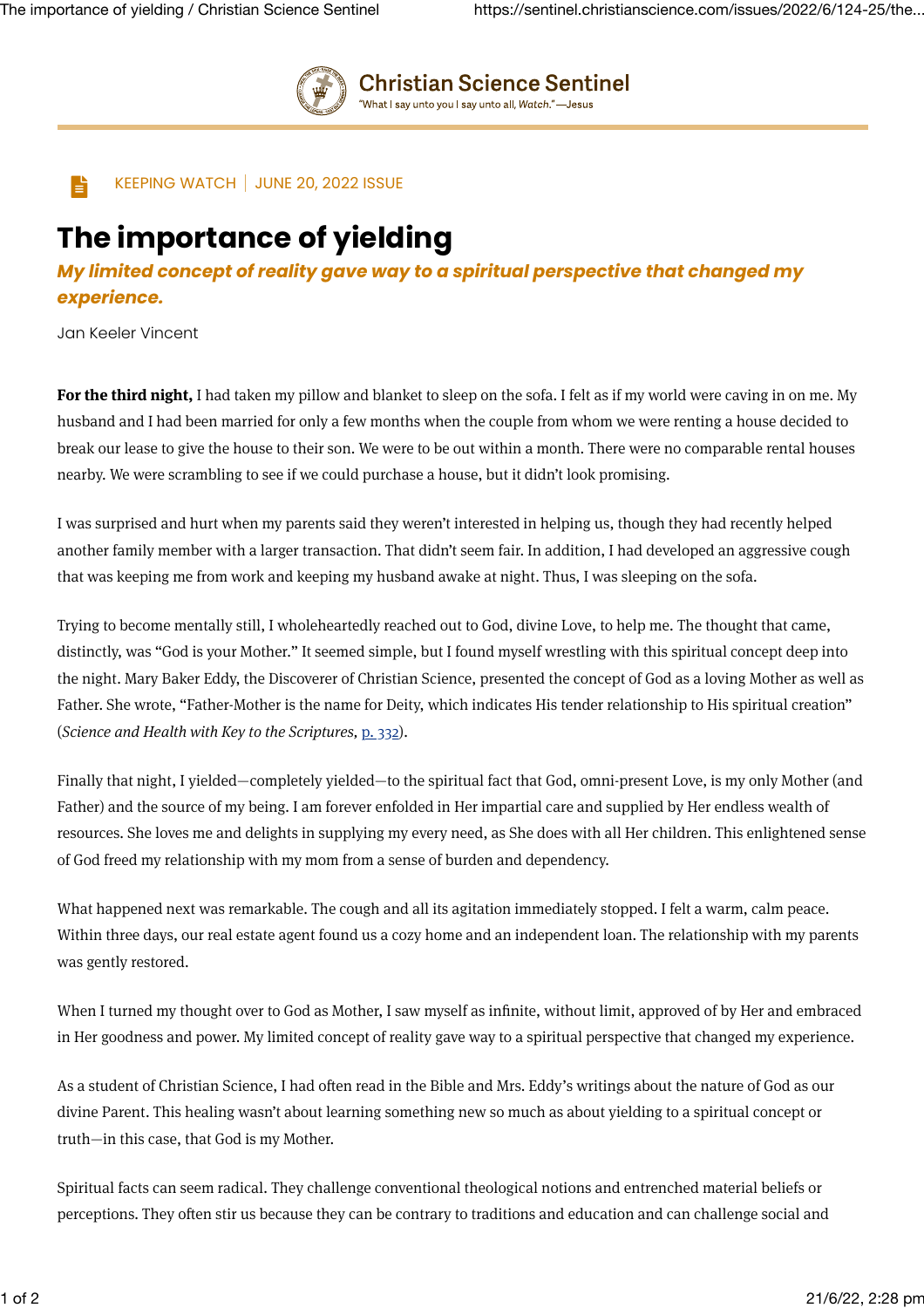Christian Science Sentinel

"What I say unto you I say unto all, *Watch*."—Jesus

KEEPING WATCH | JUNE 20, 2022 ISSUE

# The importance of yielding

***My limited concept of reality gave way to a spiritual perspective that changed my experience.***

Jan Keeler Vincent

**For the third night,** I had taken my pillow and blanket to sleep on the sofa. I felt as if my world were caving in on me. My husband and I had been married for only a few months when the couple from whom we were renting a house decided to break our lease to give the house to their son. We were to be out within a month. There were no comparable rental houses nearby. We were scrambling to see if we could purchase a house, but it didn't look promising.

I was surprised and hurt when my parents said they weren't interested in helping us, though they had recently helped another family member with a larger transaction. That didn't seem fair. In addition, I had developed an aggressive cough that was keeping me from work and keeping my husband awake at night. Thus, I was sleeping on the sofa.

Trying to become mentally still, I wholeheartedly reached out to God, divine Love, to help me. The thought that came, distinctly, was "God is your Mother." It seemed simple, but I found myself wrestling with this spiritual concept deep into the night. Mary Baker Eddy, the Discoverer of Christian Science, presented the concept of God as a loving Mother as well as Father. She wrote, "Father-Mother is the name for Deity, which indicates His tender relationship to His spiritual creation" (*Science and Health with Key to the Scriptures,* p. 332).

Finally that night, I yielded—completely yielded—to the spiritual fact that God, omni-present Love, is my only Mother (and Father) and the source of my being. I am forever enfolded in Her impartial care and supplied by Her endless wealth of resources. She loves me and delights in supplying my every need, as She does with all Her children. This enlightened sense of God freed my relationship with my mom from a sense of burden and dependency.

What happened next was remarkable. The cough and all its agitation immediately stopped. I felt a warm, calm peace. Within three days, our real estate agent found us a cozy home and an independent loan. The relationship with my parents was gently restored.

When I turned my thought over to God as Mother, I saw myself as infinite, without limit, approved of by Her and embraced in Her goodness and power. My limited concept of reality gave way to a spiritual perspective that changed my experience.

As a student of Christian Science, I had often read in the Bible and Mrs. Eddy's writings about the nature of God as our divine Parent. This healing wasn't about learning something new so much as about yielding to a spiritual concept or truth—in this case, that God is my Mother.

Spiritual facts can seem radical. They challenge conventional theological notions and entrenched material beliefs or perceptions. They often stir us because they can be contrary to traditions and education and can challenge social and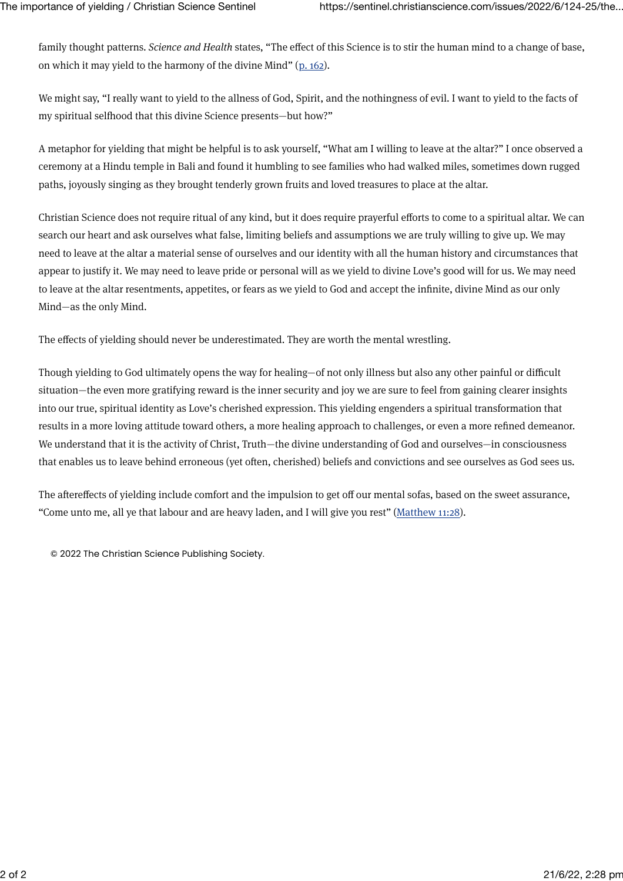family thought patterns. *Science and Health* states, "The effect of this Science is to stir the human mind to a change of base, on which it may yield to the harmony of the divine Mind" (p. 162).

We might say, "I really want to yield to the allness of God, Spirit, and the nothingness of evil. I want to yield to the facts of my spiritual selfhood that this divine Science presents—but how?"

A metaphor for yielding that might be helpful is to ask yourself, "What am I willing to leave at the altar?" I once observed a ceremony at a Hindu temple in Bali and found it humbling to see families who had walked miles, sometimes down rugged paths, joyously singing as they brought tenderly grown fruits and loved treasures to place at the altar.

Christian Science does not require ritual of any kind, but it does require prayerful efforts to come to a spiritual altar. We can search our heart and ask ourselves what false, limiting beliefs and assumptions we are truly willing to give up. We may need to leave at the altar a material sense of ourselves and our identity with all the human history and circumstances that appear to justify it. We may need to leave pride or personal will as we yield to divine Love's good will for us. We may need to leave at the altar resentments, appetites, or fears as we yield to God and accept the infinite, divine Mind as our only Mind—as the only Mind.

The effects of yielding should never be underestimated. They are worth the mental wrestling.

Though yielding to God ultimately opens the way for healing—of not only illness but also any other painful or difficult situation—the even more gratifying reward is the inner security and joy we are sure to feel from gaining clearer insights into our true, spiritual identity as Love's cherished expression. This yielding engenders a spiritual transformation that results in a more loving attitude toward others, a more healing approach to challenges, or even a more refined demeanor. We understand that it is the activity of Christ, Truth—the divine understanding of God and ourselves—in consciousness that enables us to leave behind erroneous (yet often, cherished) beliefs and convictions and see ourselves as God sees us.

The aftereffects of yielding include comfort and the impulsion to get off our mental sofas, based on the sweet assurance, "Come unto me, all ye that labour and are heavy laden, and I will give you rest" (Matthew 11:28).

© 2022 The Christian Science Publishing Society.